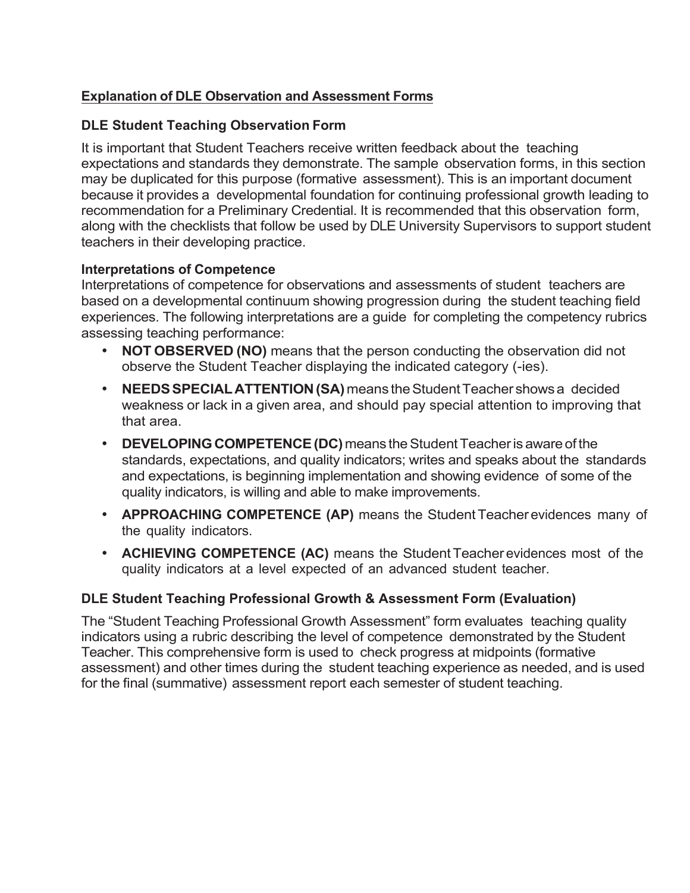## Explanation of DLE Observation and Assessment Forms

### DLE Student Teaching Observation Form

It is important that Student Teachers receive written feedback about the teaching expectations and standards they demonstrate. The sample observation forms, in this section may be duplicated for this purpose (formative assessment). This is an important document because it provides a developmental foundation for continuing professional growth leading to recommendation for a Preliminary Credential. It is recommended that this observation form, along with the checklists that follow be used by DLE University Supervisors to support student teachers in their developing practice.

**Interpretations of Competence**

Interpretations of competence for observations and assessments of student teachers are based on a developmental continuum showing progression during the student teaching field experiences. The following interpretations are a guide for completing the competency rubrics assessing teaching performance:

- **NOT OBSERVED (NO)** means that the person conducting the observation did not observe the Student Teacher displaying the indicated category (-ies).
- **NEEDS SPECIAL ATTENTION (SA)** means the Student Teacher shows a decided weakness or lack in a given area, and should pay special attention to improving that that area.
- **DEVELOPING COMPETENCE (DC)** means the Student Teacher is aware of the standards, expectations, and quality indicators; writes and speaks about the standards and expectations, is beginning implementation and showing evidence of some of the quality indicators, is willing and able to make improvements.
- **APPROACHING COMPETENCE (AP)** means the Student Teacher evidences many of the quality indicators.
- **ACHIEVING COMPETENCE (AC)** means the Student Teacher evidences most of the quality indicators at a level expected of an advanced student teacher.

### DLE Student Teaching Professional Growth & Assessment Form (Evaluation)

The "Student Teaching Professional Growth Assessment" form evaluates teaching quality indicators using a rubric describing the level of competence demonstrated by the Student Teacher. This comprehensive form is used to check progress at midpoints (formative assessment) and other times during the student teaching experience as needed, and is used for the final (summative) assessment report each semester of student teaching.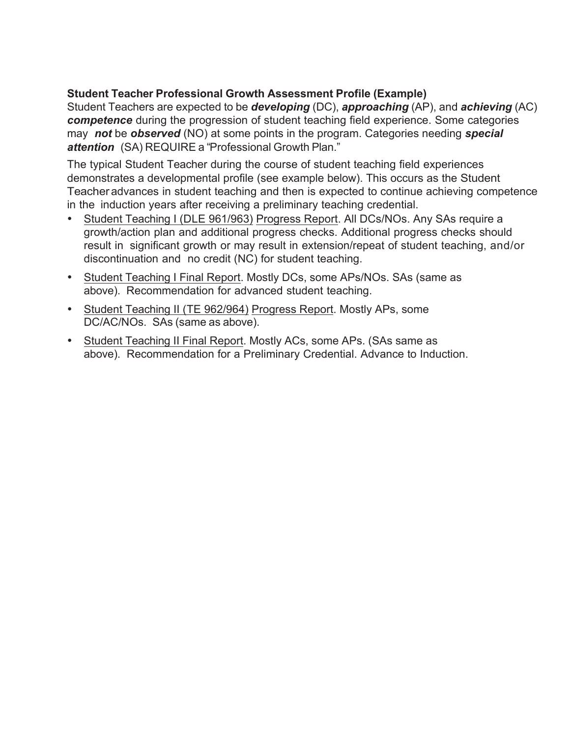**Student Teacher Professional Growth Assessment Profile (Example)**

Student Teachers are expected to be ***developing*** (DC), ***approaching*** (AP), and ***achieving*** (AC) ***competence*** during the progression of student teaching field experience. Some categories may ***not*** be ***observed*** (NO) at some points in the program. Categories needing ***special attention*** (SA) REQUIRE a "Professional Growth Plan."

The typical Student Teacher during the course of student teaching field experiences demonstrates a developmental profile (see example below). This occurs as the Student Teacher advances in student teaching and then is expected to continue achieving competence in the induction years after receiving a preliminary teaching credential.

- Student Teaching I (DLE 961/963) Progress Report. All DCs/NOs. Any SAs require a growth/action plan and additional progress checks. Additional progress checks should result in significant growth or may result in extension/repeat of student teaching, and/or discontinuation and no credit (NC) for student teaching.
- Student Teaching I Final Report. Mostly DCs, some APs/NOs. SAs (same as above). Recommendation for advanced student teaching.
- Student Teaching II (TE 962/964) Progress Report. Mostly APs, some DC/AC/NOs. SAs (same as above).
- Student Teaching II Final Report. Mostly ACs, some APs. (SAs same as above). Recommendation for a Preliminary Credential. Advance to Induction.